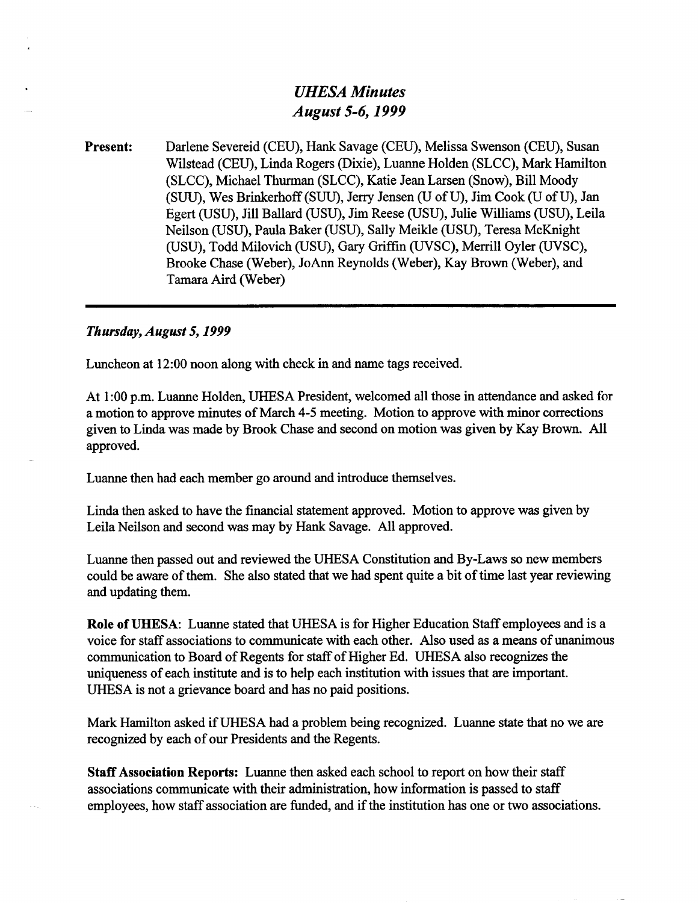# *UHESA Minutes*
## *August 5-6, 1999*

**Present:** Darlene Severeid (CEU), Hank Savage (CEU), Melissa Swenson (CEU), Susan Wilstead (CEU), Linda Rogers (Dixie), Luanne Holden (SLCC), Mark Hamilton (SLCC), Michael Thurman (SLCC), Katie Jean Larsen (Snow), Bill Moody (SUU), Wes Brinkerhoff (SUU), Jerry Jensen (U of U), Jim Cook (U of U), Jan Egert (USU), Jill Ballard (USU), Jim Reese (USU), Julie Williams (USU), Leila Neilson (USU), Paula Baker (USU), Sally Meikle (USU), Teresa McKnight (USU), Todd Milovich (USU), Gary Griffin (UVSC), Merrill Oyler (UVSC), Brooke Chase (Weber), JoAnn Reynolds (Weber), Kay Brown (Weber), and Tamara Aird (Weber)

---

***Thursday, August 5, 1999***

Luncheon at 12:00 noon along with check in and name tags received.

At 1:00 p.m. Luanne Holden, UHESA President, welcomed all those in attendance and asked for a motion to approve minutes of March 4-5 meeting. Motion to approve with minor corrections given to Linda was made by Brook Chase and second on motion was given by Kay Brown. All approved.

Luanne then had each member go around and introduce themselves.

Linda then asked to have the financial statement approved. Motion to approve was given by Leila Neilson and second was may by Hank Savage. All approved.

Luanne then passed out and reviewed the UHESA Constitution and By-Laws so new members could be aware of them. She also stated that we had spent quite a bit of time last year reviewing and updating them.

**Role of UHESA**: Luanne stated that UHESA is for Higher Education Staff employees and is a voice for staff associations to communicate with each other. Also used as a means of unanimous communication to Board of Regents for staff of Higher Ed. UHESA also recognizes the uniqueness of each institute and is to help each institution with issues that are important. UHESA is not a grievance board and has no paid positions.

Mark Hamilton asked if UHESA had a problem being recognized. Luanne state that no we are recognized by each of our Presidents and the Regents.

**Staff Association Reports:** Luanne then asked each school to report on how their staff associations communicate with their administration, how information is passed to staff employees, how staff association are funded, and if the institution has one or two associations.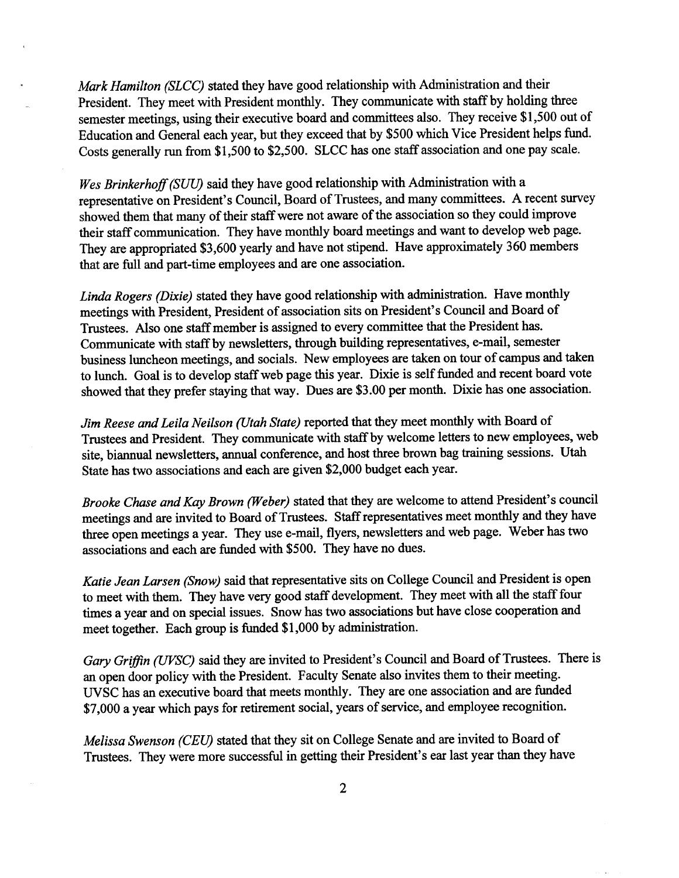*Mark Hamilton (SLCC)* stated they have good relationship with Administration and their President. They meet with President monthly. They communicate with staff by holding three semester meetings, using their executive board and committees also. They receive $1,500 out of Education and General each year, but they exceed that by $500 which Vice President helps fund. Costs generally run from $1,500 to $2,500. SLCC has one staff association and one pay scale.

*Wes Brinkerhoff (SUU)* said they have good relationship with Administration with a representative on President's Council, Board of Trustees, and many committees. A recent survey showed them that many of their staff were not aware of the association so they could improve their staff communication. They have monthly board meetings and want to develop web page. They are appropriated $3,600 yearly and have not stipend. Have approximately 360 members that are full and part-time employees and are one association.

*Linda Rogers (Dixie)* stated they have good relationship with administration. Have monthly meetings with President, President of association sits on President's Council and Board of Trustees. Also one staff member is assigned to every committee that the President has. Communicate with staff by newsletters, through building representatives, e-mail, semester business luncheon meetings, and socials. New employees are taken on tour of campus and taken to lunch. Goal is to develop staff web page this year. Dixie is self funded and recent board vote showed that they prefer staying that way. Dues are $3.00 per month. Dixie has one association.

*Jim Reese and Leila Neilson (Utah State)* reported that they meet monthly with Board of Trustees and President. They communicate with staff by welcome letters to new employees, web site, biannual newsletters, annual conference, and host three brown bag training sessions. Utah State has two associations and each are given $2,000 budget each year.

*Brooke Chase and Kay Brown (Weber)* stated that they are welcome to attend President's council meetings and are invited to Board of Trustees. Staff representatives meet monthly and they have three open meetings a year. They use e-mail, flyers, newsletters and web page. Weber has two associations and each are funded with $500. They have no dues.

*Katie Jean Larsen (Snow)* said that representative sits on College Council and President is open to meet with them. They have very good staff development. They meet with all the staff four times a year and on special issues. Snow has two associations but have close cooperation and meet together. Each group is funded $1,000 by administration.

*Gary Griffin (UVSC)* said they are invited to President's Council and Board of Trustees. There is an open door policy with the President. Faculty Senate also invites them to their meeting. UVSC has an executive board that meets monthly. They are one association and are funded $7,000 a year which pays for retirement social, years of service, and employee recognition.

*Melissa Swenson (CEU)* stated that they sit on College Senate and are invited to Board of Trustees. They were more successful in getting their President's ear last year than they have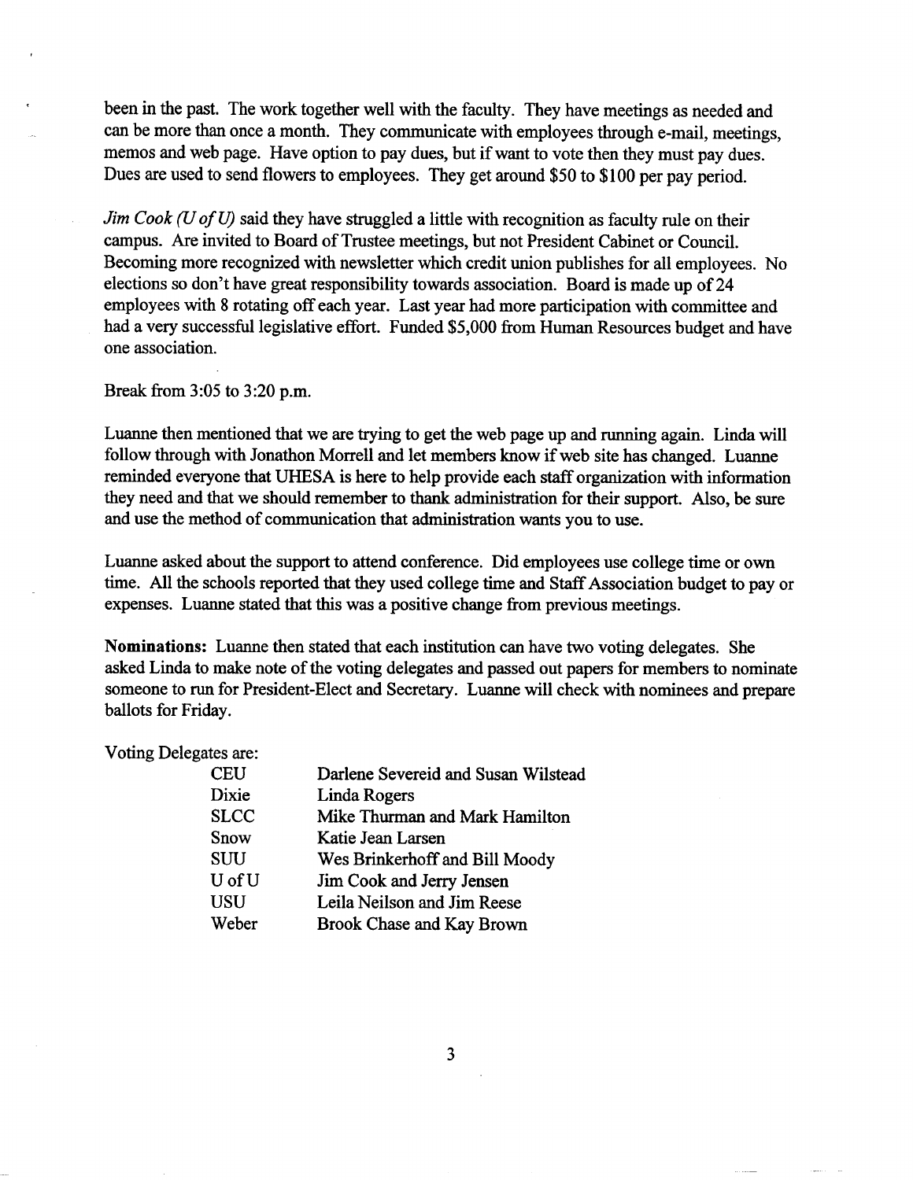been in the past. The work together well with the faculty. They have meetings as needed and can be more than once a month. They communicate with employees through e-mail, meetings, memos and web page. Have option to pay dues, but if want to vote then they must pay dues. Dues are used to send flowers to employees. They get around $50 to $100 per pay period.

*Jim Cook (U of U)* said they have struggled a little with recognition as faculty rule on their campus. Are invited to Board of Trustee meetings, but not President Cabinet or Council. Becoming more recognized with newsletter which credit union publishes for all employees. No elections so don't have great responsibility towards association. Board is made up of 24 employees with 8 rotating off each year. Last year had more participation with committee and had a very successful legislative effort. Funded $5,000 from Human Resources budget and have one association.

Break from 3:05 to 3:20 p.m.

Luanne then mentioned that we are trying to get the web page up and running again. Linda will follow through with Jonathon Morrell and let members know if web site has changed. Luanne reminded everyone that UHESA is here to help provide each staff organization with information they need and that we should remember to thank administration for their support. Also, be sure and use the method of communication that administration wants you to use.

Luanne asked about the support to attend conference. Did employees use college time or own time. All the schools reported that they used college time and Staff Association budget to pay or expenses. Luanne stated that this was a positive change from previous meetings.

**Nominations:** Luanne then stated that each institution can have two voting delegates. She asked Linda to make note of the voting delegates and passed out papers for members to nominate someone to run for President-Elect and Secretary. Luanne will check with nominees and prepare ballots for Friday.

Voting Delegates are:

| | |
|---|---|
| CEU | Darlene Severeid and Susan Wilstead |
| Dixie | Linda Rogers |
| SLCC | Mike Thurman and Mark Hamilton |
| Snow | Katie Jean Larsen |
| SUU | Wes Brinkerhoff and Bill Moody |
| U of U | Jim Cook and Jerry Jensen |
| USU | Leila Neilson and Jim Reese |
| Weber | Brook Chase and Kay Brown |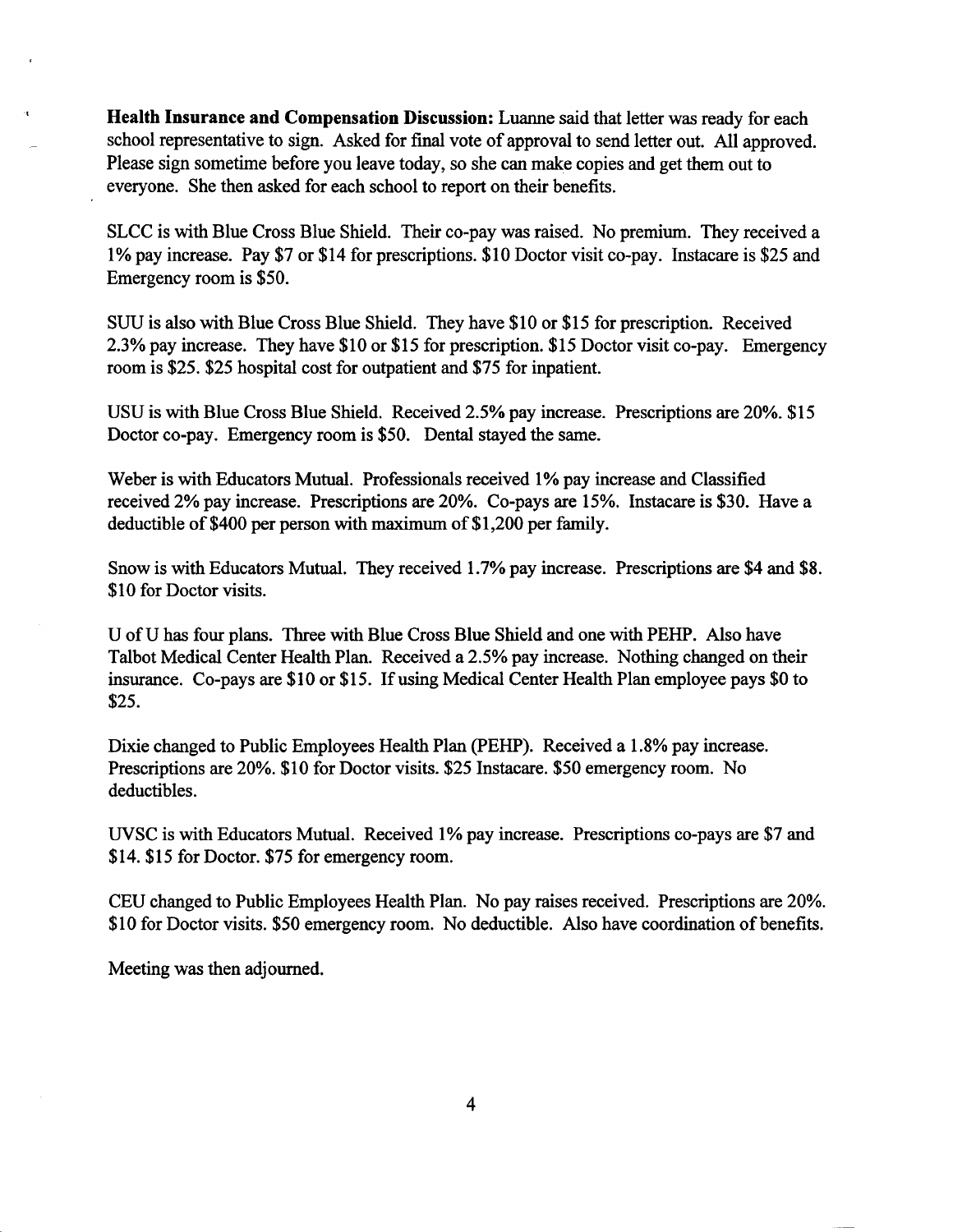**Health Insurance and Compensation Discussion:** Luanne said that letter was ready for each school representative to sign. Asked for final vote of approval to send letter out. All approved. Please sign sometime before you leave today, so she can make copies and get them out to everyone. She then asked for each school to report on their benefits.

SLCC is with Blue Cross Blue Shield. Their co-pay was raised. No premium. They received a 1% pay increase. Pay $7 or $14 for prescriptions. $10 Doctor visit co-pay. Instacare is $25 and Emergency room is $50.

SUU is also with Blue Cross Blue Shield. They have $10 or $15 for prescription. Received 2.3% pay increase. They have $10 or $15 for prescription. $15 Doctor visit co-pay. Emergency room is $25. $25 hospital cost for outpatient and $75 for inpatient.

USU is with Blue Cross Blue Shield. Received 2.5% pay increase. Prescriptions are 20%. $15 Doctor co-pay. Emergency room is $50. Dental stayed the same.

Weber is with Educators Mutual. Professionals received 1% pay increase and Classified received 2% pay increase. Prescriptions are 20%. Co-pays are 15%. Instacare is $30. Have a deductible of $400 per person with maximum of $1,200 per family.

Snow is with Educators Mutual. They received 1.7% pay increase. Prescriptions are $4 and $8. $10 for Doctor visits.

U of U has four plans. Three with Blue Cross Blue Shield and one with PEHP. Also have Talbot Medical Center Health Plan. Received a 2.5% pay increase. Nothing changed on their insurance. Co-pays are $10 or $15. If using Medical Center Health Plan employee pays $0 to $25.

Dixie changed to Public Employees Health Plan (PEHP). Received a 1.8% pay increase. Prescriptions are 20%. $10 for Doctor visits. $25 Instacare. $50 emergency room. No deductibles.

UVSC is with Educators Mutual. Received 1% pay increase. Prescriptions co-pays are $7 and $14. $15 for Doctor. $75 for emergency room.

CEU changed to Public Employees Health Plan. No pay raises received. Prescriptions are 20%. $10 for Doctor visits. $50 emergency room. No deductible. Also have coordination of benefits.

Meeting was then adjourned.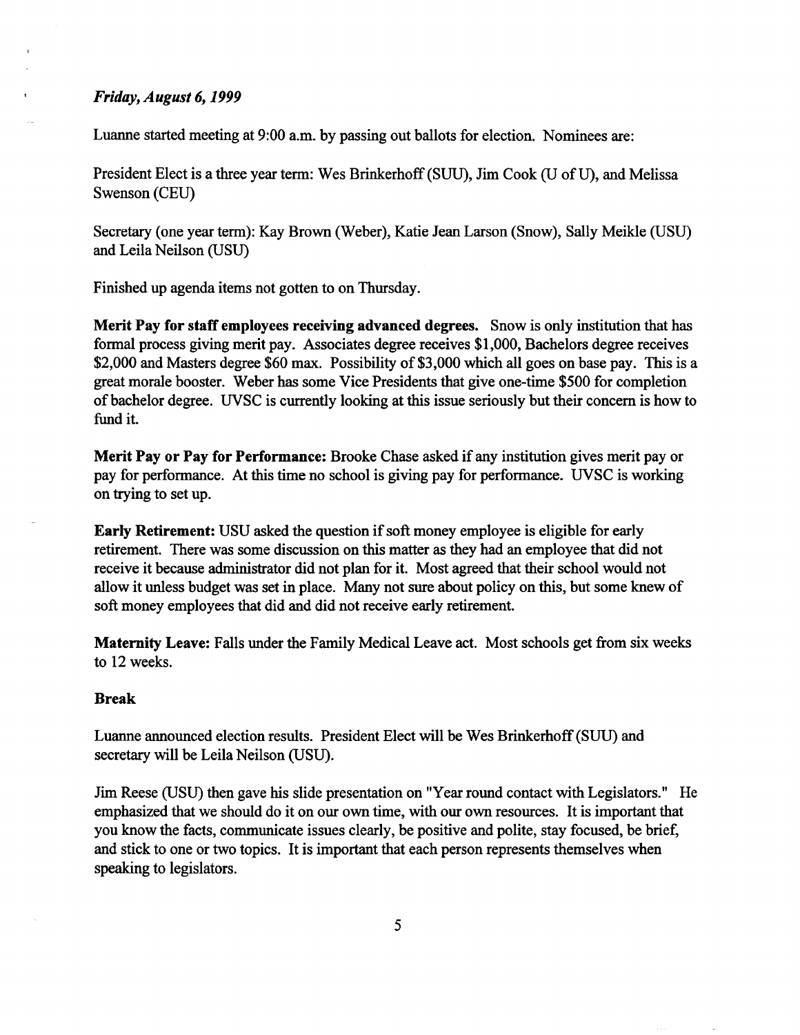*Friday, August 6, 1999*

Luanne started meeting at 9:00 a.m. by passing out ballots for election. Nominees are:

President Elect is a three year term: Wes Brinkerhoff (SUU), Jim Cook (U of U), and Melissa Swenson (CEU)

Secretary (one year term): Kay Brown (Weber), Katie Jean Larson (Snow), Sally Meikle (USU) and Leila Neilson (USU)

Finished up agenda items not gotten to on Thursday.

**Merit Pay for staff employees receiving advanced degrees.** Snow is only institution that has formal process giving merit pay. Associates degree receives $1,000, Bachelors degree receives $2,000 and Masters degree $60 max. Possibility of $3,000 which all goes on base pay. This is a great morale booster. Weber has some Vice Presidents that give one-time $500 for completion of bachelor degree. UVSC is currently looking at this issue seriously but their concern is how to fund it.

**Merit Pay or Pay for Performance:** Brooke Chase asked if any institution gives merit pay or pay for performance. At this time no school is giving pay for performance. UVSC is working on trying to set up.

**Early Retirement:** USU asked the question if soft money employee is eligible for early retirement. There was some discussion on this matter as they had an employee that did not receive it because administrator did not plan for it. Most agreed that their school would not allow it unless budget was set in place. Many not sure about policy on this, but some knew of soft money employees that did and did not receive early retirement.

**Maternity Leave:** Falls under the Family Medical Leave act. Most schools get from six weeks to 12 weeks.

**Break**

Luanne announced election results. President Elect will be Wes Brinkerhoff (SUU) and secretary will be Leila Neilson (USU).

Jim Reese (USU) then gave his slide presentation on "Year round contact with Legislators." He emphasized that we should do it on our own time, with our own resources. It is important that you know the facts, communicate issues clearly, be positive and polite, stay focused, be brief, and stick to one or two topics. It is important that each person represents themselves when speaking to legislators.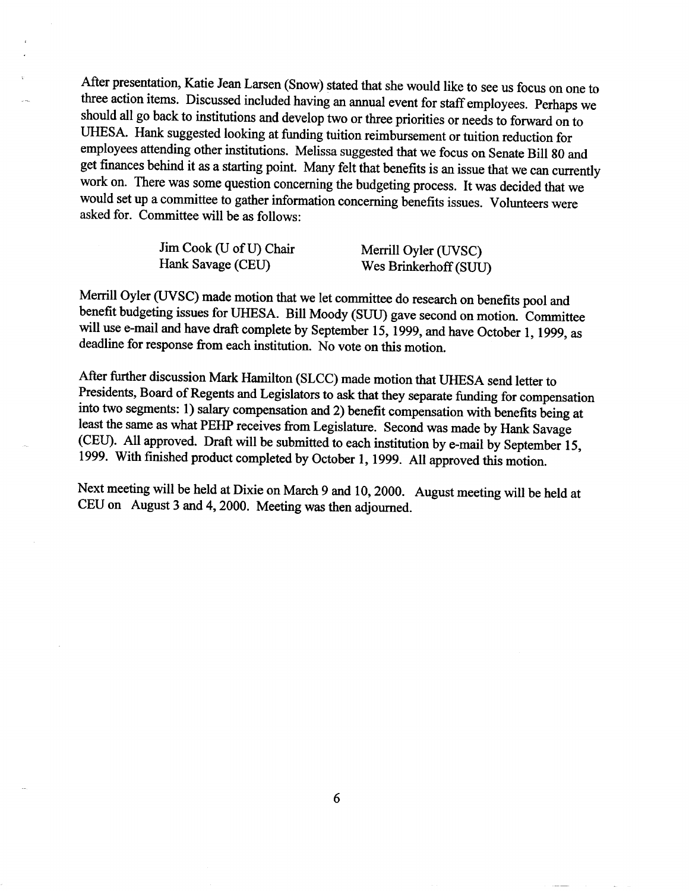After presentation, Katie Jean Larsen (Snow) stated that she would like to see us focus on one to three action items. Discussed included having an annual event for staff employees. Perhaps we should all go back to institutions and develop two or three priorities or needs to forward on to UHESA. Hank suggested looking at funding tuition reimbursement or tuition reduction for employees attending other institutions. Melissa suggested that we focus on Senate Bill 80 and get finances behind it as a starting point. Many felt that benefits is an issue that we can currently work on. There was some question concerning the budgeting process. It was decided that we would set up a committee to gather information concerning benefits issues. Volunteers were asked for. Committee will be as follows:

| | |
|---|---|
| Jim Cook (U of U) Chair | Merrill Oyler (UVSC) |
| Hank Savage (CEU) | Wes Brinkerhoff (SUU) |

Merrill Oyler (UVSC) made motion that we let committee do research on benefits pool and benefit budgeting issues for UHESA. Bill Moody (SUU) gave second on motion. Committee will use e-mail and have draft complete by September 15, 1999, and have October 1, 1999, as deadline for response from each institution. No vote on this motion.

After further discussion Mark Hamilton (SLCC) made motion that UHESA send letter to Presidents, Board of Regents and Legislators to ask that they separate funding for compensation into two segments: 1) salary compensation and 2) benefit compensation with benefits being at least the same as what PEHP receives from Legislature. Second was made by Hank Savage (CEU). All approved. Draft will be submitted to each institution by e-mail by September 15, 1999. With finished product completed by October 1, 1999. All approved this motion.

Next meeting will be held at Dixie on March 9 and 10, 2000. August meeting will be held at CEU on August 3 and 4, 2000. Meeting was then adjourned.